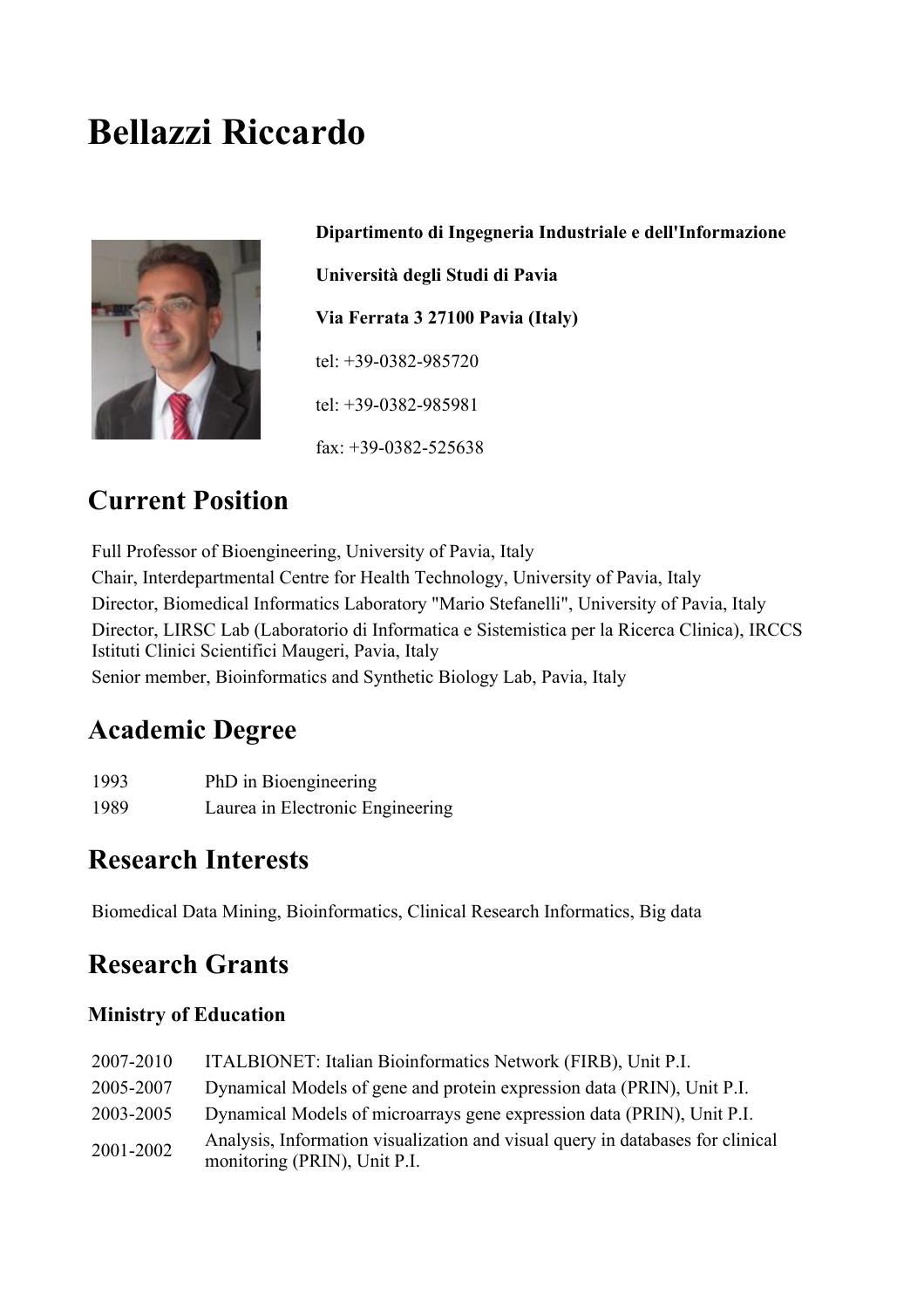# Bellazzi Riccardo

**Dipartimento di Ingegneria Industriale e dell'Informazione**

**Università degli Studi di Pavia**

**Via Ferrata 3 27100 Pavia (Italy)**

tel: +39-0382-985720

tel: +39-0382-985981

fax: +39-0382-525638

## Current Position

Full Professor of Bioengineering, University of Pavia, Italy

Chair, Interdepartmental Centre for Health Technology, University of Pavia, Italy

Director, Biomedical Informatics Laboratory "Mario Stefanelli", University of Pavia, Italy

Director, LIRSC Lab (Laboratorio di Informatica e Sistemistica per la Ricerca Clinica), IRCCS Istituti Clinici Scientifici Maugeri, Pavia, Italy

Senior member, Bioinformatics and Synthetic Biology Lab, Pavia, Italy

## Academic Degree

| | |
|---|---|
| 1993 | PhD in Bioengineering |
| 1989 | Laurea in Electronic Engineering |

## Research Interests

Biomedical Data Mining, Bioinformatics, Clinical Research Informatics, Big data

## Research Grants

### Ministry of Education

| | |
|---|---|
| 2007-2010 | ITALBIONET: Italian Bioinformatics Network (FIRB), Unit P.I. |
| 2005-2007 | Dynamical Models of gene and protein expression data (PRIN), Unit P.I. |
| 2003-2005 | Dynamical Models of microarrays gene expression data (PRIN), Unit P.I. |
| 2001-2002 | Analysis, Information visualization and visual query in databases for clinical monitoring (PRIN), Unit P.I. |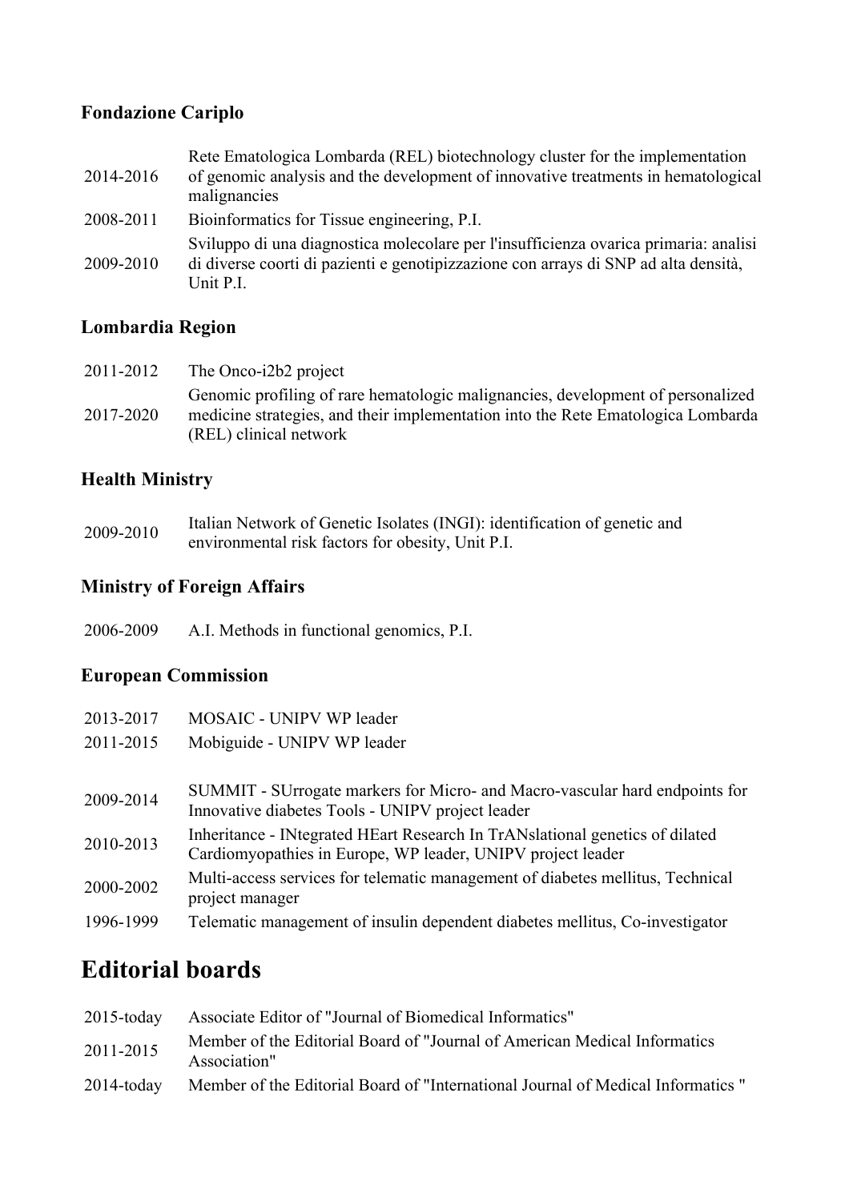### Fondazione Cariplo

| | |
|---|---|
| 2014-2016 | Rete Ematologica Lombarda (REL) biotechnology cluster for the implementation of genomic analysis and the development of innovative treatments in hematological malignancies |
| 2008-2011 | Bioinformatics for Tissue engineering, P.I. |
| 2009-2010 | Sviluppo di una diagnostica molecolare per l'insufficienza ovarica primaria: analisi di diverse coorti di pazienti e genotipizzazione con arrays di SNP ad alta densità, Unit P.I. |

### Lombardia Region

| | |
|---|---|
| 2011-2012 | The Onco-i2b2 project |
| 2017-2020 | Genomic profiling of rare hematologic malignancies, development of personalized medicine strategies, and their implementation into the Rete Ematologica Lombarda (REL) clinical network |

### Health Ministry

| | |
|---|---|
| 2009-2010 | Italian Network of Genetic Isolates (INGI): identification of genetic and environmental risk factors for obesity, Unit P.I. |

### Ministry of Foreign Affairs

| | |
|---|---|
| 2006-2009 | A.I. Methods in functional genomics, P.I. |

### European Commission

| | |
|---|---|
| 2013-2017 | MOSAIC - UNIPV WP leader |
| 2011-2015 | Mobiguide - UNIPV WP leader |
| 2009-2014 | SUMMIT - SUrrogate markers for Micro- and Macro-vascular hard endpoints for Innovative diabetes Tools - UNIPV project leader |
| 2010-2013 | Inheritance - INtegrated HEart Research In TrANslational genetics of dilated Cardiomyopathies in Europe, WP leader, UNIPV project leader |
| 2000-2002 | Multi-access services for telematic management of diabetes mellitus, Technical project manager |
| 1996-1999 | Telematic management of insulin dependent diabetes mellitus, Co-investigator |

## Editorial boards

| | |
|---|---|
| 2015-today | Associate Editor of "Journal of Biomedical Informatics" |
| 2011-2015 | Member of the Editorial Board of "Journal of American Medical Informatics Association" |
| 2014-today | Member of the Editorial Board of "International Journal of Medical Informatics " |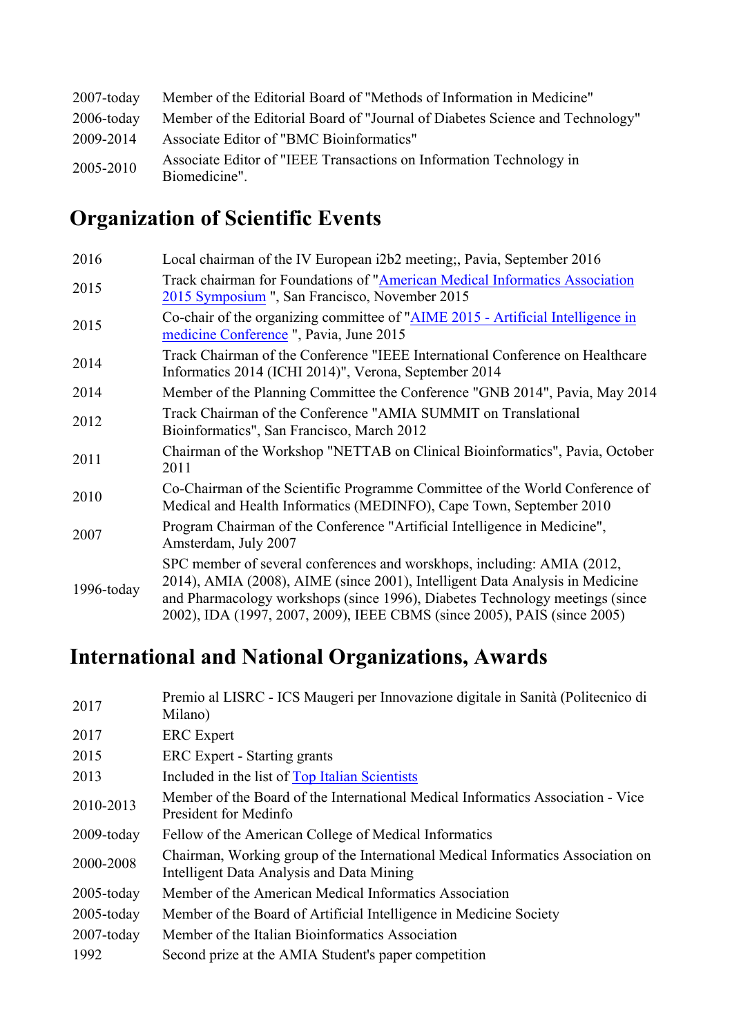| | |
|---|---|
| 2007-today | Member of the Editorial Board of "Methods of Information in Medicine" |
| 2006-today | Member of the Editorial Board of "Journal of Diabetes Science and Technology" |
| 2009-2014 | Associate Editor of "BMC Bioinformatics" |
| 2005-2010 | Associate Editor of "IEEE Transactions on Information Technology in Biomedicine". |

## Organization of Scientific Events

| | |
|---|---|
| 2016 | Local chairman of the IV European i2b2 meeting;, Pavia, September 2016 |
| 2015 | Track chairman for Foundations of "American Medical Informatics Association 2015 Symposium ", San Francisco, November 2015 |
| 2015 | Co-chair of the organizing committee of "AIME 2015 - Artificial Intelligence in medicine Conference ", Pavia, June 2015 |
| 2014 | Track Chairman of the Conference "IEEE International Conference on Healthcare Informatics 2014 (ICHI 2014)", Verona, September 2014 |
| 2014 | Member of the Planning Committee the Conference "GNB 2014", Pavia, May 2014 |
| 2012 | Track Chairman of the Conference "AMIA SUMMIT on Translational Bioinformatics", San Francisco, March 2012 |
| 2011 | Chairman of the Workshop "NETTAB on Clinical Bioinformatics", Pavia, October 2011 |
| 2010 | Co-Chairman of the Scientific Programme Committee of the World Conference of Medical and Health Informatics (MEDINFO), Cape Town, September 2010 |
| 2007 | Program Chairman of the Conference "Artificial Intelligence in Medicine", Amsterdam, July 2007 |
| 1996-today | SPC member of several conferences and worskhops, including: AMIA (2012, 2014), AMIA (2008), AIME (since 2001), Intelligent Data Analysis in Medicine and Pharmacology workshops (since 1996), Diabetes Technology meetings (since 2002), IDA (1997, 2007, 2009), IEEE CBMS (since 2005), PAIS (since 2005) |

## International and National Organizations, Awards

| | |
|---|---|
| 2017 | Premio al LISRC - ICS Maugeri per Innovazione digitale in Sanità (Politecnico di Milano) |
| 2017 | ERC Expert |
| 2015 | ERC Expert - Starting grants |
| 2013 | Included in the list of Top Italian Scientists |
| 2010-2013 | Member of the Board of the International Medical Informatics Association - Vice President for Medinfo |
| 2009-today | Fellow of the American College of Medical Informatics |
| 2000-2008 | Chairman, Working group of the International Medical Informatics Association on Intelligent Data Analysis and Data Mining |
| 2005-today | Member of the American Medical Informatics Association |
| 2005-today | Member of the Board of Artificial Intelligence in Medicine Society |
| 2007-today | Member of the Italian Bioinformatics Association |
| 1992 | Second prize at the AMIA Student's paper competition |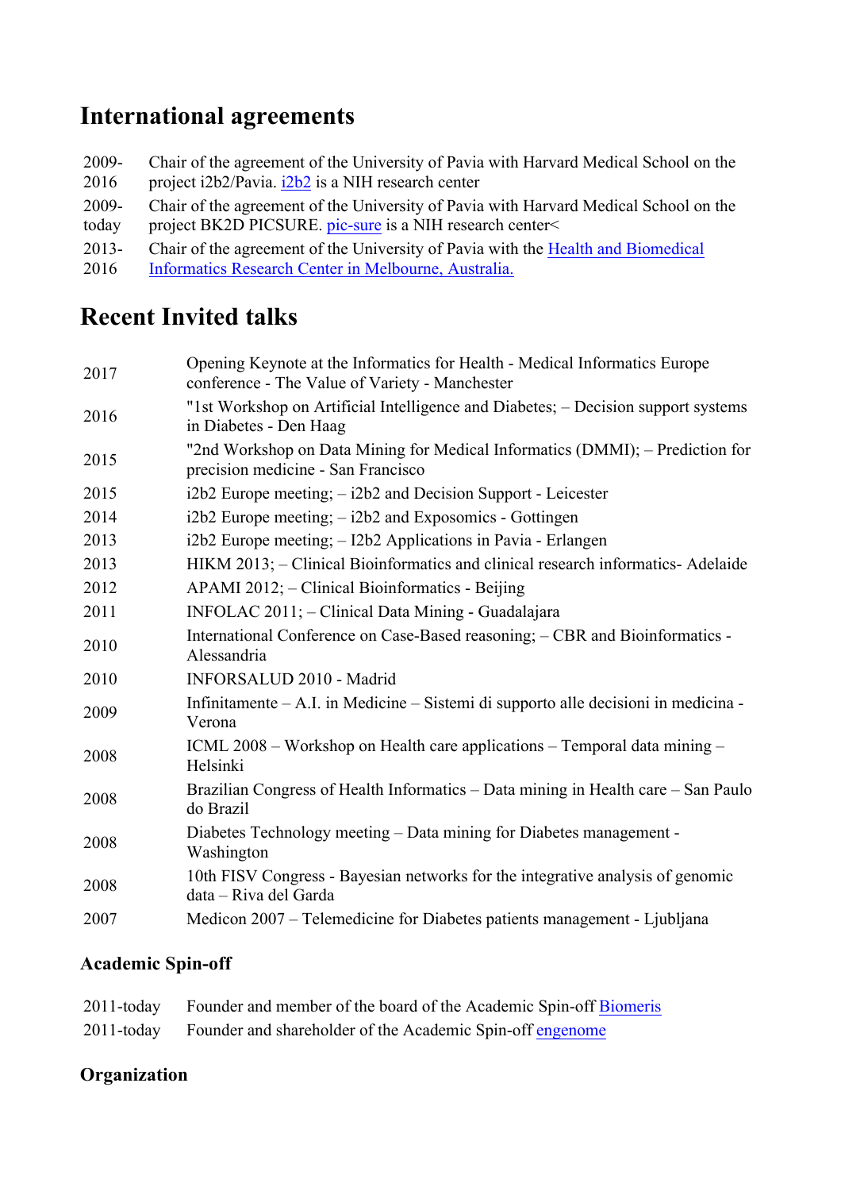## International agreements

| | |
|---|---|
| 2009-2016 | Chair of the agreement of the University of Pavia with Harvard Medical School on the project i2b2/Pavia. i2b2 is a NIH research center |
| 2009-today | Chair of the agreement of the University of Pavia with Harvard Medical School on the project BK2D PICSURE. pic-sure is a NIH research center< |
| 2013-2016 | Chair of the agreement of the University of Pavia with the Health and Biomedical Informatics Research Center in Melbourne, Australia. |

## Recent Invited talks

| | |
|---|---|
| 2017 | Opening Keynote at the Informatics for Health - Medical Informatics Europe conference - The Value of Variety - Manchester |
| 2016 | "1st Workshop on Artificial Intelligence and Diabetes; – Decision support systems in Diabetes - Den Haag |
| 2015 | "2nd Workshop on Data Mining for Medical Informatics (DMMI); – Prediction for precision medicine - San Francisco |
| 2015 | i2b2 Europe meeting; – i2b2 and Decision Support - Leicester |
| 2014 | i2b2 Europe meeting; – i2b2 and Exposomics - Gottingen |
| 2013 | i2b2 Europe meeting; – I2b2 Applications in Pavia - Erlangen |
| 2013 | HIKM 2013; – Clinical Bioinformatics and clinical research informatics- Adelaide |
| 2012 | APAMI 2012; – Clinical Bioinformatics - Beijing |
| 2011 | INFOLAC 2011; – Clinical Data Mining - Guadalajara |
| 2010 | International Conference on Case-Based reasoning; – CBR and Bioinformatics - Alessandria |
| 2010 | INFORSALUD 2010 - Madrid |
| 2009 | Infinitamente – A.I. in Medicine – Sistemi di supporto alle decisioni in medicina - Verona |
| 2008 | ICML 2008 – Workshop on Health care applications – Temporal data mining – Helsinki |
| 2008 | Brazilian Congress of Health Informatics – Data mining in Health care – San Paulo do Brazil |
| 2008 | Diabetes Technology meeting – Data mining for Diabetes management - Washington |
| 2008 | 10th FISV Congress - Bayesian networks for the integrative analysis of genomic data – Riva del Garda |
| 2007 | Medicon 2007 – Telemedicine for Diabetes patients management - Ljubljana |

### Academic Spin-off

| | |
|---|---|
| 2011-today | Founder and member of the board of the Academic Spin-off Biomeris |
| 2011-today | Founder and shareholder of the Academic Spin-off engenome |

### Organization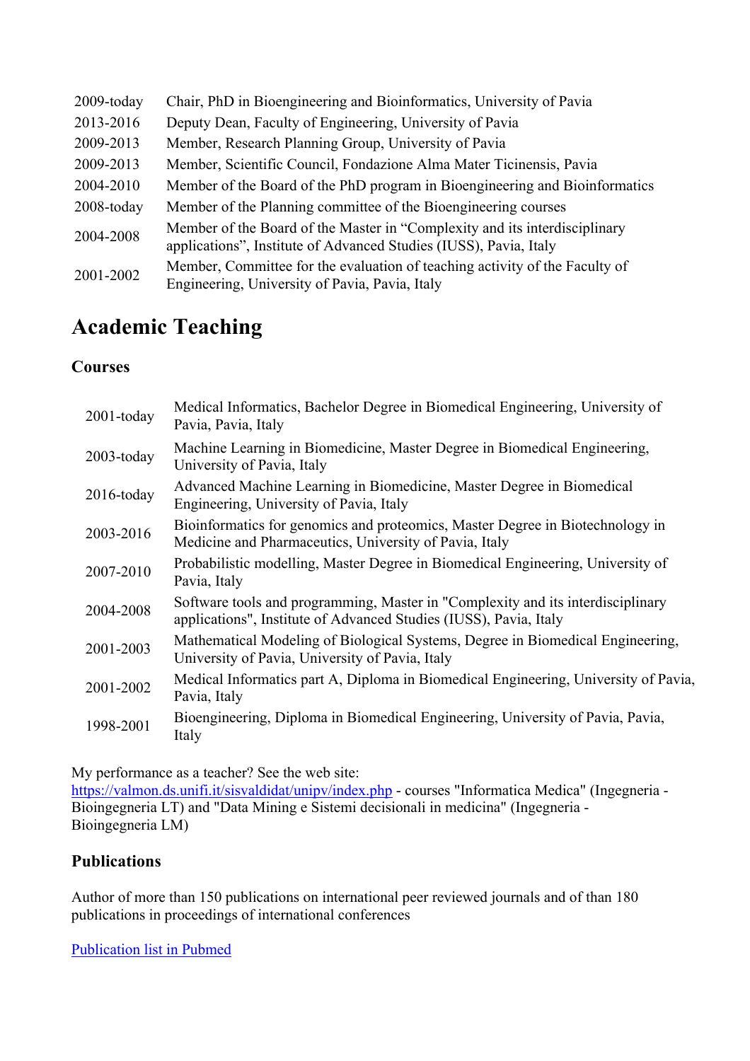| | |
|---|---|
| 2009-today | Chair, PhD in Bioengineering and Bioinformatics, University of Pavia |
| 2013-2016 | Deputy Dean, Faculty of Engineering, University of Pavia |
| 2009-2013 | Member, Research Planning Group, University of Pavia |
| 2009-2013 | Member, Scientific Council, Fondazione Alma Mater Ticinensis, Pavia |
| 2004-2010 | Member of the Board of the PhD program in Bioengineering and Bioinformatics |
| 2008-today | Member of the Planning committee of the Bioengineering courses |
| 2004-2008 | Member of the Board of the Master in "Complexity and its interdisciplinary applications", Institute of Advanced Studies (IUSS), Pavia, Italy |
| 2001-2002 | Member, Committee for the evaluation of teaching activity of the Faculty of Engineering, University of Pavia, Pavia, Italy |

# Academic Teaching

### Courses

| | |
|---|---|
| 2001-today | Medical Informatics, Bachelor Degree in Biomedical Engineering, University of Pavia, Pavia, Italy |
| 2003-today | Machine Learning in Biomedicine, Master Degree in Biomedical Engineering, University of Pavia, Italy |
| 2016-today | Advanced Machine Learning in Biomedicine, Master Degree in Biomedical Engineering, University of Pavia, Italy |
| 2003-2016 | Bioinformatics for genomics and proteomics, Master Degree in Biotechnology in Medicine and Pharmaceutics, University of Pavia, Italy |
| 2007-2010 | Probabilistic modelling, Master Degree in Biomedical Engineering, University of Pavia, Italy |
| 2004-2008 | Software tools and programming, Master in "Complexity and its interdisciplinary applications", Institute of Advanced Studies (IUSS), Pavia, Italy |
| 2001-2003 | Mathematical Modeling of Biological Systems, Degree in Biomedical Engineering, University of Pavia, University of Pavia, Italy |
| 2001-2002 | Medical Informatics part A, Diploma in Biomedical Engineering, University of Pavia, Pavia, Italy |
| 1998-2001 | Bioengineering, Diploma in Biomedical Engineering, University of Pavia, Pavia, Italy |

My performance as a teacher? See the web site: [https://valmon.ds.unifi.it/sisvaldidat/unipv/index.php](https://valmon.ds.unifi.it/sisvaldidat/unipv/index.php) - courses "Informatica Medica" (Ingegneria - Bioingegneria LT) and "Data Mining e Sistemi decisionali in medicina" (Ingegneria - Bioingegneria LM)

### Publications

Author of more than 150 publications on international peer reviewed journals and of than 180 publications in proceedings of international conferences

Publication list in Pubmed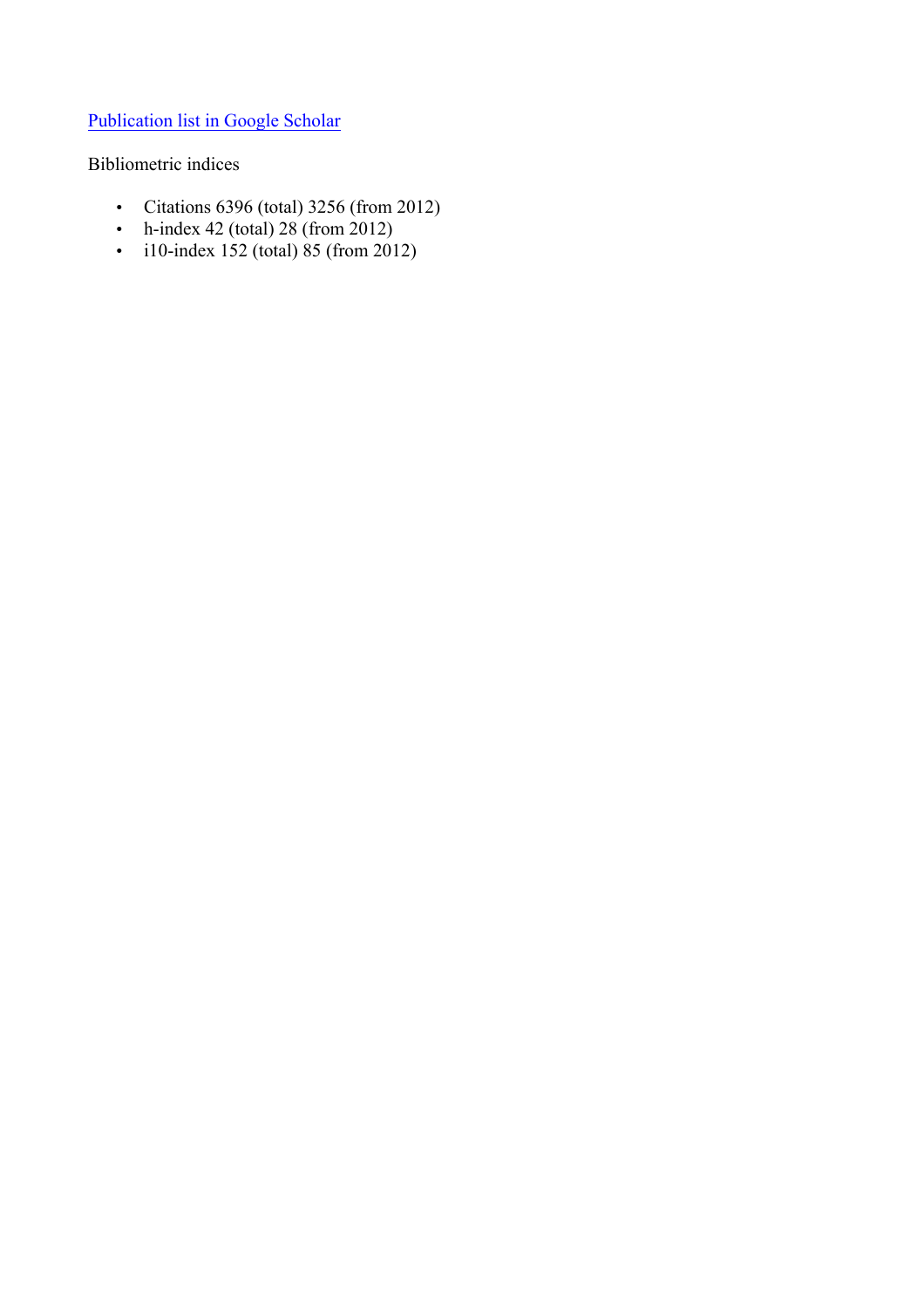Publication list in Google Scholar

Bibliometric indices

- Citations 6396 (total) 3256 (from 2012)
- h-index 42 (total) 28 (from 2012)
- i10-index 152 (total) 85 (from 2012)